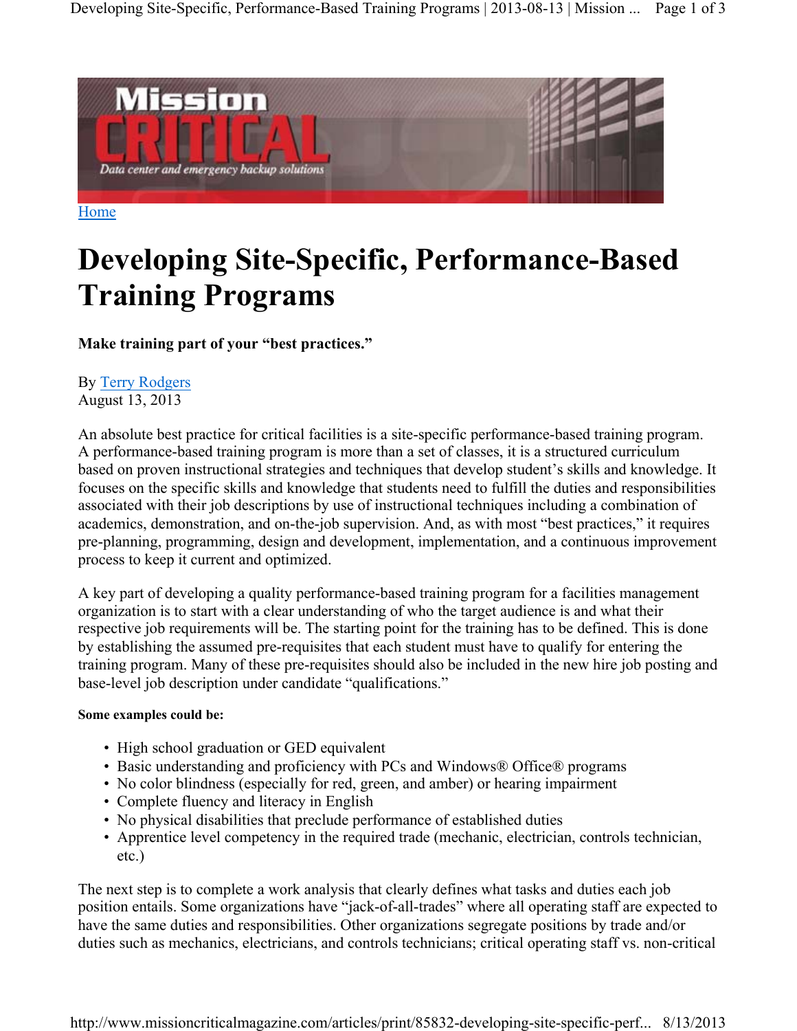Home

# Developing Site-Specific, Performance-Based Training Programs

**Make training part of your "best practices."**

By Terry Rodgers
August 13, 2013

An absolute best practice for critical facilities is a site-specific performance-based training program. A performance-based training program is more than a set of classes, it is a structured curriculum based on proven instructional strategies and techniques that develop student's skills and knowledge. It focuses on the specific skills and knowledge that students need to fulfill the duties and responsibilities associated with their job descriptions by use of instructional techniques including a combination of academics, demonstration, and on-the-job supervision. And, as with most "best practices," it requires pre-planning, programming, design and development, implementation, and a continuous improvement process to keep it current and optimized.

A key part of developing a quality performance-based training program for a facilities management organization is to start with a clear understanding of who the target audience is and what their respective job requirements will be. The starting point for the training has to be defined. This is done by establishing the assumed pre-requisites that each student must have to qualify for entering the training program. Many of these pre-requisites should also be included in the new hire job posting and base-level job description under candidate "qualifications."

**Some examples could be:**

- High school graduation or GED equivalent
- Basic understanding and proficiency with PCs and Windows® Office® programs
- No color blindness (especially for red, green, and amber) or hearing impairment
- Complete fluency and literacy in English
- No physical disabilities that preclude performance of established duties
- Apprentice level competency in the required trade (mechanic, electrician, controls technician, etc.)

The next step is to complete a work analysis that clearly defines what tasks and duties each job position entails. Some organizations have "jack-of-all-trades" where all operating staff are expected to have the same duties and responsibilities. Other organizations segregate positions by trade and/or duties such as mechanics, electricians, and controls technicians; critical operating staff vs. non-critical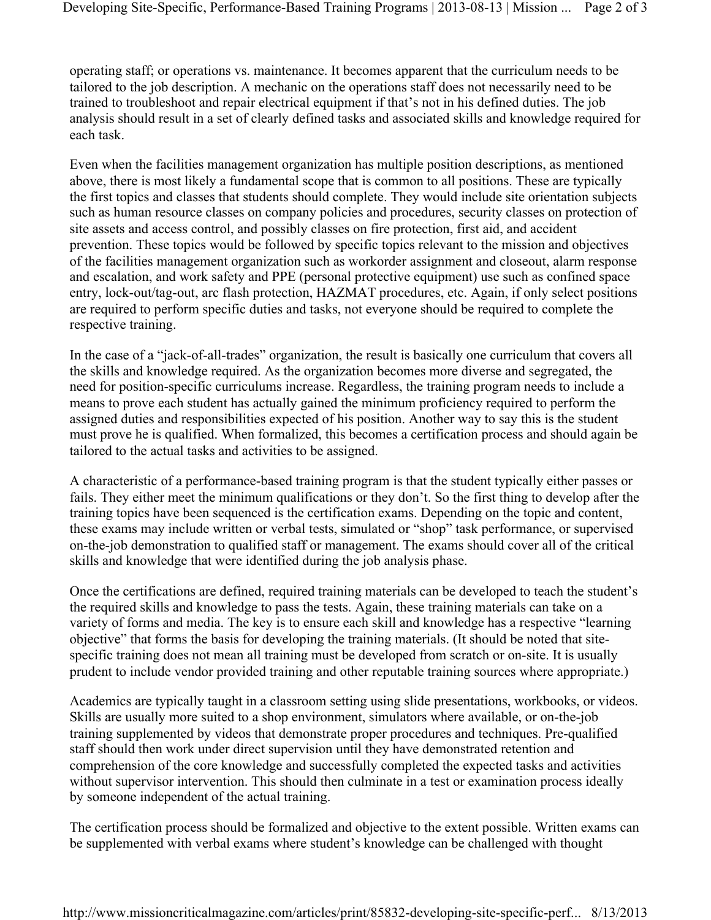operating staff; or operations vs. maintenance. It becomes apparent that the curriculum needs to be tailored to the job description. A mechanic on the operations staff does not necessarily need to be trained to troubleshoot and repair electrical equipment if that's not in his defined duties. The job analysis should result in a set of clearly defined tasks and associated skills and knowledge required for each task.

Even when the facilities management organization has multiple position descriptions, as mentioned above, there is most likely a fundamental scope that is common to all positions. These are typically the first topics and classes that students should complete. They would include site orientation subjects such as human resource classes on company policies and procedures, security classes on protection of site assets and access control, and possibly classes on fire protection, first aid, and accident prevention. These topics would be followed by specific topics relevant to the mission and objectives of the facilities management organization such as workorder assignment and closeout, alarm response and escalation, and work safety and PPE (personal protective equipment) use such as confined space entry, lock-out/tag-out, arc flash protection, HAZMAT procedures, etc. Again, if only select positions are required to perform specific duties and tasks, not everyone should be required to complete the respective training.

In the case of a "jack-of-all-trades" organization, the result is basically one curriculum that covers all the skills and knowledge required. As the organization becomes more diverse and segregated, the need for position-specific curriculums increase. Regardless, the training program needs to include a means to prove each student has actually gained the minimum proficiency required to perform the assigned duties and responsibilities expected of his position. Another way to say this is the student must prove he is qualified. When formalized, this becomes a certification process and should again be tailored to the actual tasks and activities to be assigned.

A characteristic of a performance-based training program is that the student typically either passes or fails. They either meet the minimum qualifications or they don't. So the first thing to develop after the training topics have been sequenced is the certification exams. Depending on the topic and content, these exams may include written or verbal tests, simulated or "shop" task performance, or supervised on-the-job demonstration to qualified staff or management. The exams should cover all of the critical skills and knowledge that were identified during the job analysis phase.

Once the certifications are defined, required training materials can be developed to teach the student's the required skills and knowledge to pass the tests. Again, these training materials can take on a variety of forms and media. The key is to ensure each skill and knowledge has a respective "learning objective" that forms the basis for developing the training materials. (It should be noted that site-specific training does not mean all training must be developed from scratch or on-site. It is usually prudent to include vendor provided training and other reputable training sources where appropriate.)

Academics are typically taught in a classroom setting using slide presentations, workbooks, or videos. Skills are usually more suited to a shop environment, simulators where available, or on-the-job training supplemented by videos that demonstrate proper procedures and techniques. Pre-qualified staff should then work under direct supervision until they have demonstrated retention and comprehension of the core knowledge and successfully completed the expected tasks and activities without supervisor intervention. This should then culminate in a test or examination process ideally by someone independent of the actual training.

The certification process should be formalized and objective to the extent possible. Written exams can be supplemented with verbal exams where student's knowledge can be challenged with thought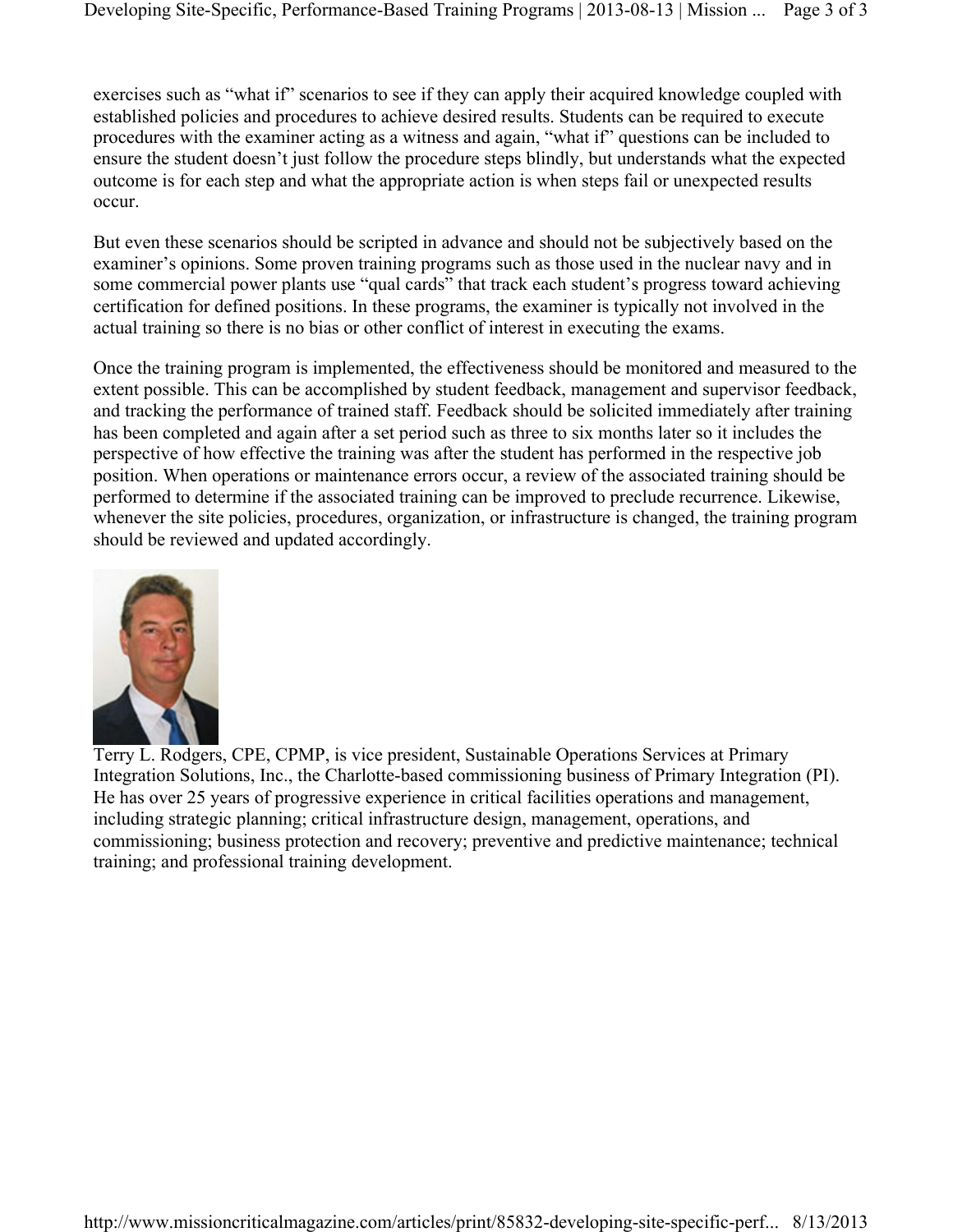exercises such as "what if" scenarios to see if they can apply their acquired knowledge coupled with established policies and procedures to achieve desired results. Students can be required to execute procedures with the examiner acting as a witness and again, "what if" questions can be included to ensure the student doesn't just follow the procedure steps blindly, but understands what the expected outcome is for each step and what the appropriate action is when steps fail or unexpected results occur.

But even these scenarios should be scripted in advance and should not be subjectively based on the examiner's opinions. Some proven training programs such as those used in the nuclear navy and in some commercial power plants use "qual cards" that track each student's progress toward achieving certification for defined positions. In these programs, the examiner is typically not involved in the actual training so there is no bias or other conflict of interest in executing the exams.

Once the training program is implemented, the effectiveness should be monitored and measured to the extent possible. This can be accomplished by student feedback, management and supervisor feedback, and tracking the performance of trained staff. Feedback should be solicited immediately after training has been completed and again after a set period such as three to six months later so it includes the perspective of how effective the training was after the student has performed in the respective job position. When operations or maintenance errors occur, a review of the associated training should be performed to determine if the associated training can be improved to preclude recurrence. Likewise, whenever the site policies, procedures, organization, or infrastructure is changed, the training program should be reviewed and updated accordingly.

Terry L. Rodgers, CPE, CPMP, is vice president, Sustainable Operations Services at Primary Integration Solutions, Inc., the Charlotte-based commissioning business of Primary Integration (PI). He has over 25 years of progressive experience in critical facilities operations and management, including strategic planning; critical infrastructure design, management, operations, and commissioning; business protection and recovery; preventive and predictive maintenance; technical training; and professional training development.